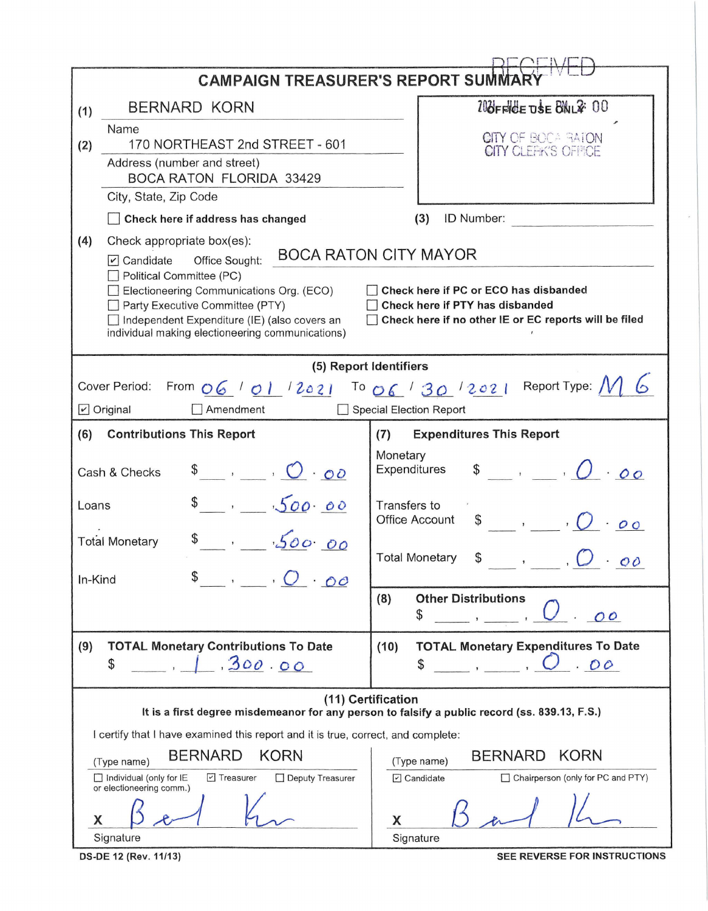# CAMPAIGN TREASURER'S REPORT SUMMARY

RECEIVED

2021 JUL -1 PM 2: 00

OFFICE USE ONLY

CITY OF BOCA RATON
CITY CLERK'S OFFICE

(1) BERNARD KORN
Name

(2) 170 NORTHEAST 2nd STREET - 601
Address (number and street)

BOCA RATON FLORIDA 33429
City, State, Zip Code

☐ **Check here if address has changed**

(3) ID Number: ____________

(4) Check appropriate box(es):

☑ Candidate Office Sought: BOCA RATON CITY MAYOR

☐ Political Committee (PC)

☐ Electioneering Communications Org. (ECO)

☐ Party Executive Committee (PTY)

☐ Independent Expenditure (IE) (also covers an individual making electioneering communications)

☐ **Check here if PC or ECO has disbanded**

☐ **Check here if PTY has disbanded**

☐ **Check here if no other IE or EC reports will be filed**

## (5) Report Identifiers

Cover Period: From 06 / 01 / 2021 To 06 / 30 / 2021 Report Type: M6

☑ Original ☐ Amendment ☐ Special Election Report

| (6) Contributions This Report | | (7) Expenditures This Report | |
|---|---|---|---|
| Cash & Checks | $ 0.00 | Monetary Expenditures | $ 0.00 |
| Loans | $ 500.00 | Transfers to Office Account | $ 0.00 |
| Total Monetary | $ 500.00 | Total Monetary | $ 0.00 |
| In-Kind | $ 0.00 | (8) Other Distributions | $ 0.00 |

| (9) TOTAL Monetary Contributions To Date | (10) TOTAL Monetary Expenditures To Date |
|---|---|
| $ 1,300.00 | $ 0.00 |

## (11) Certification

**It is a first degree misdemeanor for any person to falsify a public record (ss. 839.13, F.S.)**

I certify that I have examined this report and it is true, correct, and complete:

(Type name) BERNARD KORN

☐ Individual (only for IE or electioneering comm.) ☑ Treasurer ☐ Deputy Treasurer

X [signature]
Signature

(Type name) BERNARD KORN

☑ Candidate ☐ Chairperson (only for PC and PTY)

X [signature]
Signature

DS-DE 12 (Rev. 11/13) SEE REVERSE FOR INSTRUCTIONS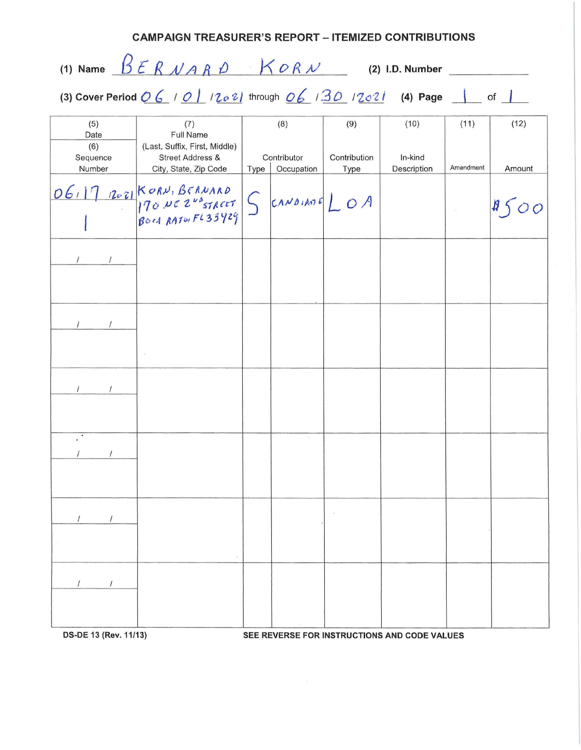## CAMPAIGN TREASURER'S REPORT – ITEMIZED CONTRIBUTIONS

**(1) Name** BERNARD KORN **(2) I.D. Number** \_\_\_\_\_\_\_\_

**(3) Cover Period** 06 / 01 / 2021 through 06 / 30 / 2021 **(4) Page** 1 of 1

| (5) Date / (6) Sequence Number | (7) Full Name (Last, Suffix, First, Middle) Street Address & City, State, Zip Code | (8) Contributor Type | Occupation | (9) Contribution Type | (10) In-kind Description | (11) Amendment | (12) Amount |
|---|---|---|---|---|---|---|---|
| 06/17/2021<br>1 | KORN, BERNARD<br>170 NE 2ND STREET<br>BOCA RATON FL 33429 | S | CANDIDATE | LOA | | | $500 |
| / / | | | | | | | |
| / / | | | | | | | |
| / / | | | | | | | |
| / / | | | | | | | |
| / / | | | | | | | |
| / / | | | | | | | |

DS-DE 13 (Rev. 11/13) SEE REVERSE FOR INSTRUCTIONS AND CODE VALUES